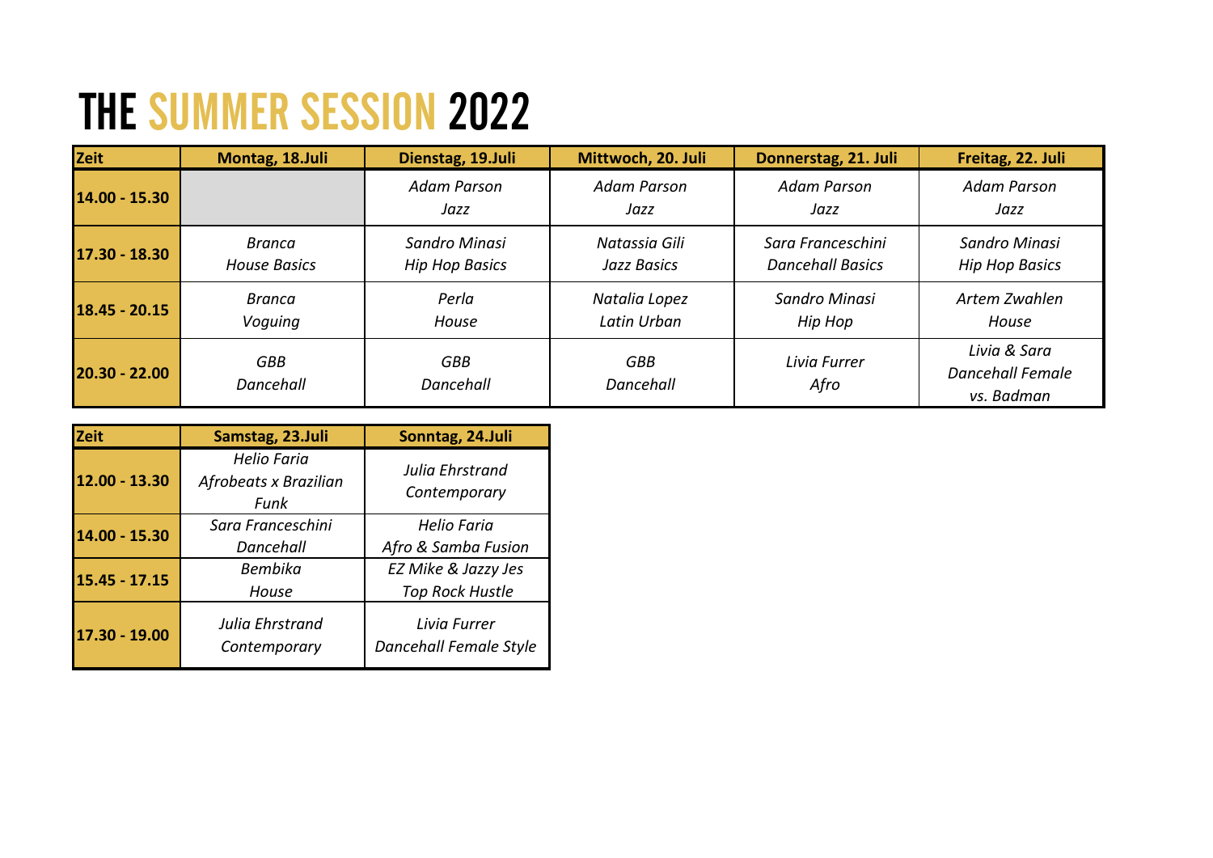# THE SUMMER SESSION 2022

| Zeit | Montag, 18.Juli | Dienstag, 19.Juli | Mittwoch, 20. Juli | Donnerstag, 21. Juli | Freitag, 22. Juli |
|---|---|---|---|---|---|
| 14.00 - 15.30 | | *Adam Parson Jazz* | *Adam Parson Jazz* | *Adam Parson Jazz* | *Adam Parson Jazz* |
| 17.30 - 18.30 | *Branca House Basics* | *Sandro Minasi Hip Hop Basics* | *Natassia Gili Jazz Basics* | *Sara Franceschini Dancehall Basics* | *Sandro Minasi Hip Hop Basics* |
| 18.45 - 20.15 | *Branca Voguing* | *Perla House* | *Natalia Lopez Latin Urban* | *Sandro Minasi Hip Hop* | *Artem Zwahlen House* |
| 20.30 - 22.00 | *GBB Dancehall* | *GBB Dancehall* | *GBB Dancehall* | *Livia Furrer Afro* | *Livia & Sara Dancehall Female vs. Badman* |

| Zeit | Samstag, 23.Juli | Sonntag, 24.Juli |
|---|---|---|
| 12.00 - 13.30 | *Helio Faria Afrobeats x Brazilian Funk* | *Julia Ehrstrand Contemporary* |
| 14.00 - 15.30 | *Sara Franceschini Dancehall* | *Helio Faria Afro & Samba Fusion* |
| 15.45 - 17.15 | *Bembika House* | *EZ Mike & Jazzy Jes Top Rock Hustle* |
| 17.30 - 19.00 | *Julia Ehrstrand Contemporary* | *Livia Furrer Dancehall Female Style* |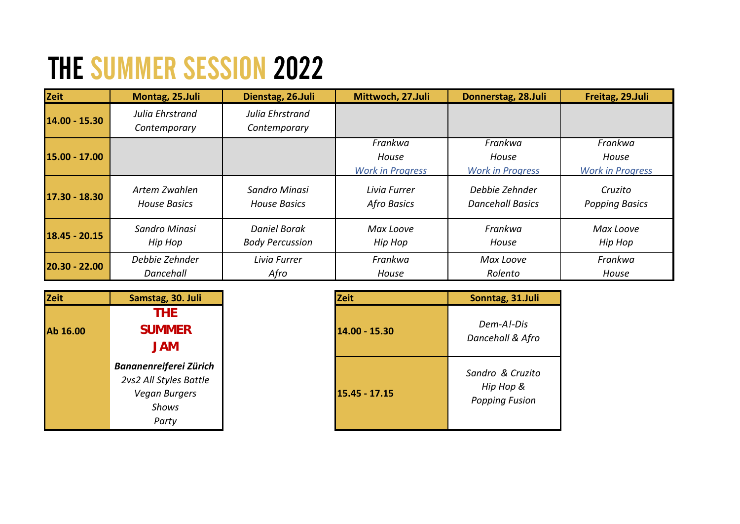# THE SUMMER SESSION 2022

| Zeit | Montag, 25.Juli | Dienstag, 26.Juli | Mittwoch, 27.Juli | Donnerstag, 28.Juli | Freitag, 29.Juli |
|---|---|---|---|---|---|
| 14.00 - 15.30 | *Julia Ehrstrand Contemporary* | *Julia Ehrstrand Contemporary* | | | |
| 15.00 - 17.00 | | | *Frankwa House Work in Progress* | *Frankwa House Work in Progress* | *Frankwa House Work in Progress* |
| 17.30 - 18.30 | *Artem Zwahlen House Basics* | *Sandro Minasi House Basics* | *Livia Furrer Afro Basics* | *Debbie Zehnder Dancehall Basics* | *Cruzito Popping Basics* |
| 18.45 - 20.15 | *Sandro Minasi Hip Hop* | *Daniel Borak Body Percussion* | *Max Loove Hip Hop* | *Frankwa House* | *Max Loove Hip Hop* |
| 20.30 - 22.00 | *Debbie Zehnder Dancehall* | *Livia Furrer Afro* | *Frankwa House* | *Max Loove Rolento* | *Frankwa House* |

| Zeit | Samstag, 30. Juli |
|---|---|
| Ab 16.00 | **THE SUMMER JAM**<br>***Bananenreiferei Zürich***<br>*2vs2 All Styles Battle*<br>*Vegan Burgers*<br>*Shows*<br>*Party* |

| Zeit | Sonntag, 31.Juli |
|---|---|
| 14.00 - 15.30 | *Dem-A!-Dis Dancehall & Afro* |
| 15.45 - 17.15 | *Sandro & Cruzito Hip Hop & Popping Fusion* |